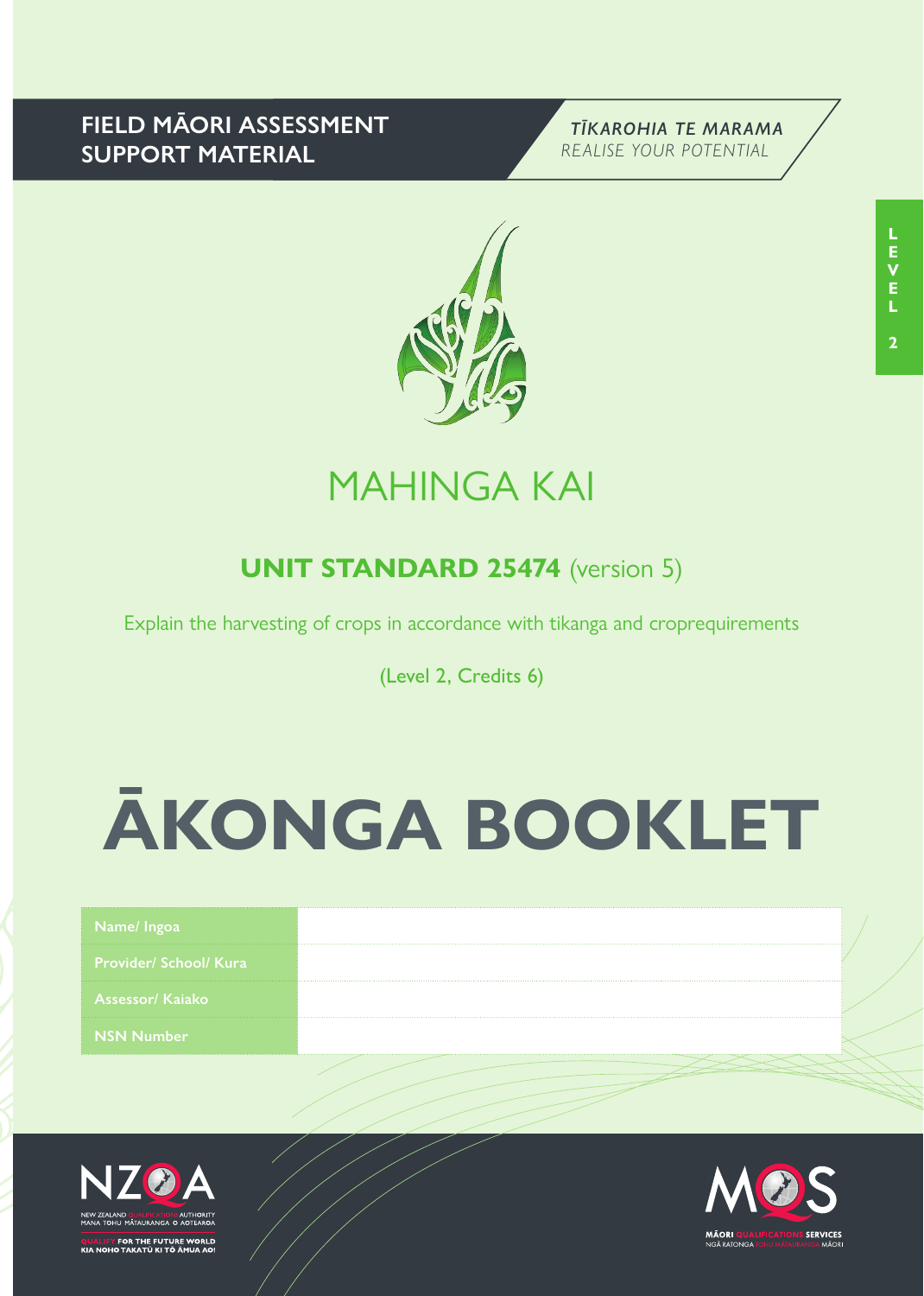FIELD MĀORI ASSESSMENT SUPPORT MATERIAL

*TĪKAROHIA TE MARAMA*
*REALISE YOUR POTENTIAL*

LEVEL 2

# MAHINGA KAI

## UNIT STANDARD 25474 (version 5)

Explain the harvesting of crops in accordance with tikanga and croprequirements

(Level 2, Credits 6)

# ĀKONGA BOOKLET

| | |
|---|---|
| Name/ Ingoa | |
| Provider/ School/ Kura | |
| Assessor/ Kaiako | |
| NSN Number | |

NZQA
NEW ZEALAND QUALIFICATIONS AUTHORITY
MANA TOHU MĀTAURANGA O AOTEAROA
QUALIFY FOR THE FUTURE WORLD
KIA NOHO TAKATŪ KI TŌ ĀMUA AO!

MQS
MĀORI QUALIFICATIONS SERVICES
NGĀ RATONGA TOHU MĀTAURANGA MĀORI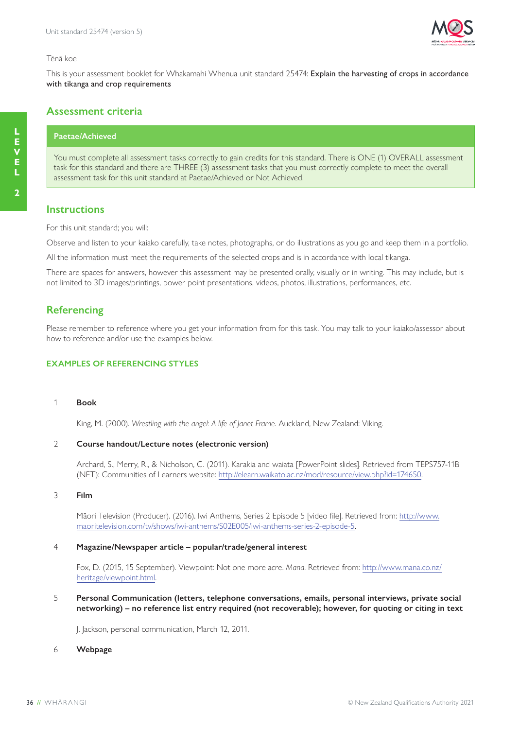Tēnā koe

This is your assessment booklet for Whakamahi Whenua unit standard 25474: **Explain the harvesting of crops in accordance with tikanga and crop requirements**

## Assessment criteria

**Paetae/Achieved**

You must complete all assessment tasks correctly to gain credits for this standard. There is ONE (1) OVERALL assessment task for this standard and there are THREE (3) assessment tasks that you must correctly complete to meet the overall assessment task for this unit standard at Paetae/Achieved or Not Achieved.

## Instructions

For this unit standard; you will:

Observe and listen to your kaiako carefully, take notes, photographs, or do illustrations as you go and keep them in a portfolio.

All the information must meet the requirements of the selected crops and is in accordance with local tikanga.

There are spaces for answers, however this assessment may be presented orally, visually or in writing. This may include, but is not limited to 3D images/printings, power point presentations, videos, photos, illustrations, performances, etc.

## Referencing

Please remember to reference where you get your information from for this task. You may talk to your kaiako/assessor about how to reference and/or use the examples below.

### EXAMPLES OF REFERENCING STYLES

1. **Book**

   King, M. (2000). *Wrestling with the angel: A life of Janet Frame*. Auckland, New Zealand: Viking.

2. **Course handout/Lecture notes (electronic version)**

   Archard, S., Merry, R., & Nicholson, C. (2011). Karakia and waiata [PowerPoint slides]. Retrieved from TEPS757-11B (NET): Communities of Learners website: http://elearn.waikato.ac.nz/mod/resource/view.php?id=174650.

3. **Film**

   Māori Television (Producer). (2016). Iwi Anthems, Series 2 Episode 5 [video file]. Retrieved from: http://www.maoritelevision.com/tv/shows/iwi-anthems/S02E005/iwi-anthems-series-2-episode-5.

4. **Magazine/Newspaper article – popular/trade/general interest**

   Fox, D. (2015, 15 September). Viewpoint: Not one more acre. *Mana*. Retrieved from: http://www.mana.co.nz/heritage/viewpoint.html.

5. **Personal Communication (letters, telephone conversations, emails, personal interviews, private social networking) – no reference list entry required (not recoverable); however, for quoting or citing in text**

   J. Jackson, personal communication, March 12, 2011.

6. **Webpage**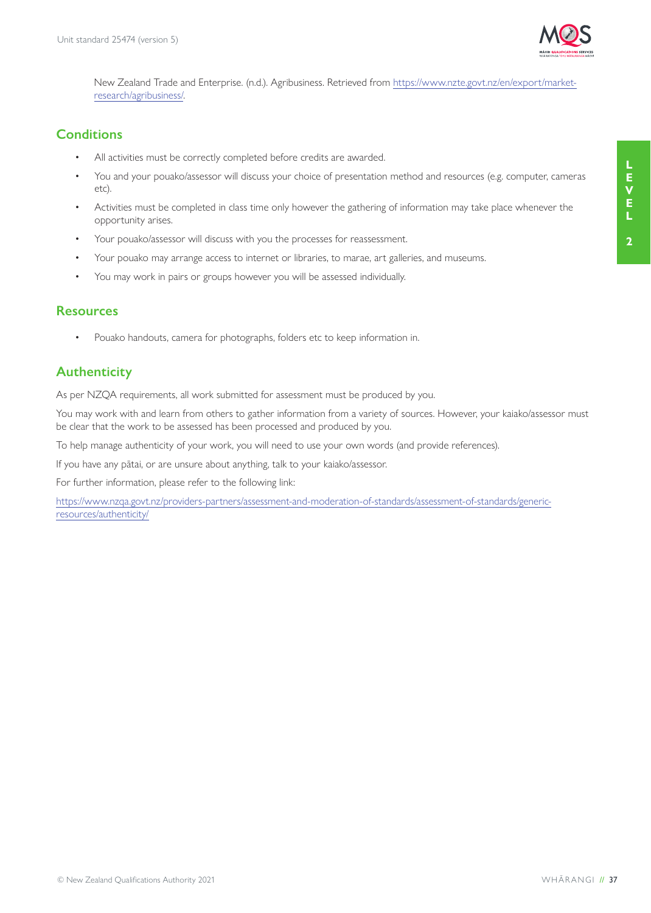New Zealand Trade and Enterprise. (n.d.). Agribusiness. Retrieved from https://www.nzte.govt.nz/en/export/market-research/agribusiness/.

## Conditions

- All activities must be correctly completed before credits are awarded.
- You and your pouako/assessor will discuss your choice of presentation method and resources (e.g. computer, cameras etc).
- Activities must be completed in class time only however the gathering of information may take place whenever the opportunity arises.
- Your pouako/assessor will discuss with you the processes for reassessment.
- Your pouako may arrange access to internet or libraries, to marae, art galleries, and museums.
- You may work in pairs or groups however you will be assessed individually.

## Resources

- Pouako handouts, camera for photographs, folders etc to keep information in.

## Authenticity

As per NZQA requirements, all work submitted for assessment must be produced by you.

You may work with and learn from others to gather information from a variety of sources. However, your kaiako/assessor must be clear that the work to be assessed has been processed and produced by you.

To help manage authenticity of your work, you will need to use your own words (and provide references).

If you have any pātai, or are unsure about anything, talk to your kaiako/assessor.

For further information, please refer to the following link:

https://www.nzqa.govt.nz/providers-partners/assessment-and-moderation-of-standards/assessment-of-standards/generic-resources/authenticity/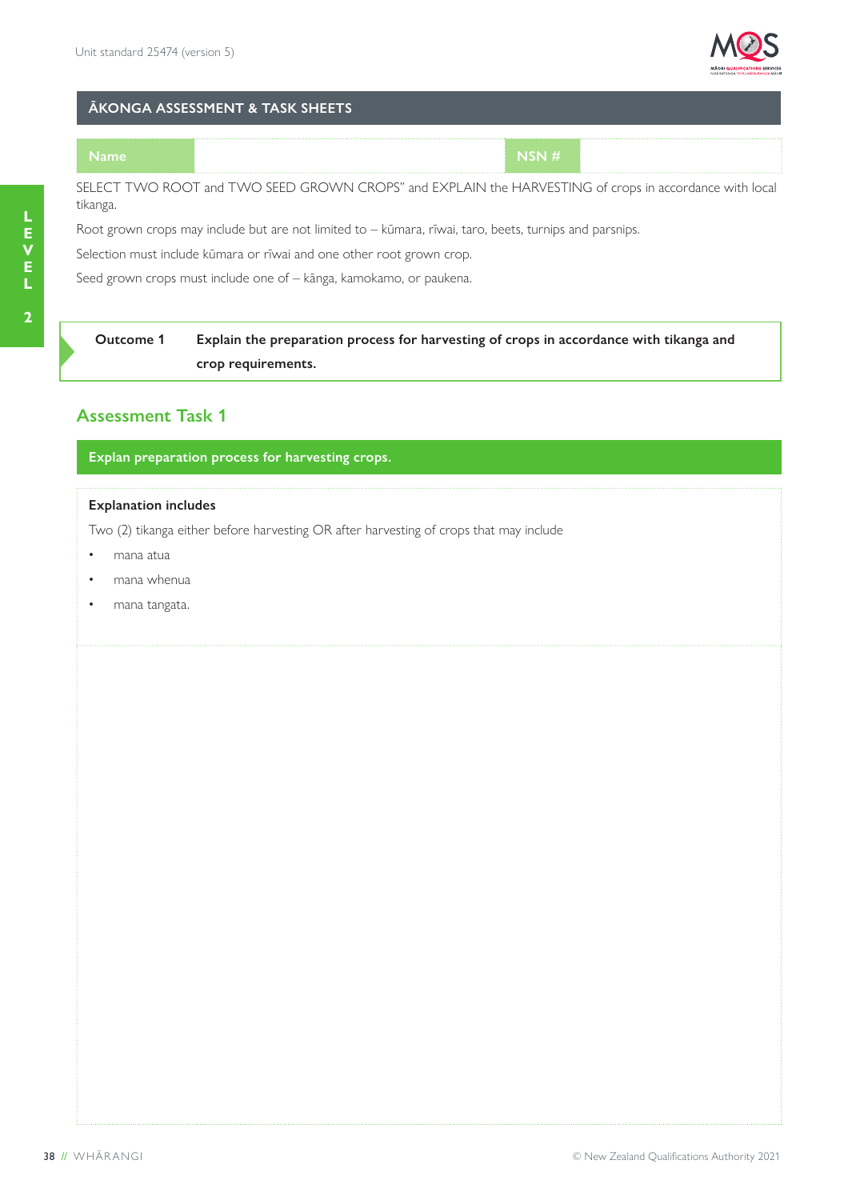## ĀKONGA ASSESSMENT & TASK SHEETS

| Name | | NSN # | |
|---|---|---|---|

SELECT TWO ROOT and TWO SEED GROWN CROPS" and EXPLAIN the HARVESTING of crops in accordance with local tikanga.

Root grown crops may include but are not limited to – kūmara, rīwai, taro, beets, turnips and parsnips.

Selection must include kūmara or rīwai and one other root grown crop.

Seed grown crops must include one of – kānga, kamokamo, or paukena.

**Outcome 1** **Explain the preparation process for harvesting of crops in accordance with tikanga and crop requirements.**

## Assessment Task 1

**Explan preparation process for harvesting crops.**

**Explanation includes**

Two (2) tikanga either before harvesting OR after harvesting of crops that may include

- mana atua
- mana whenua
- mana tangata.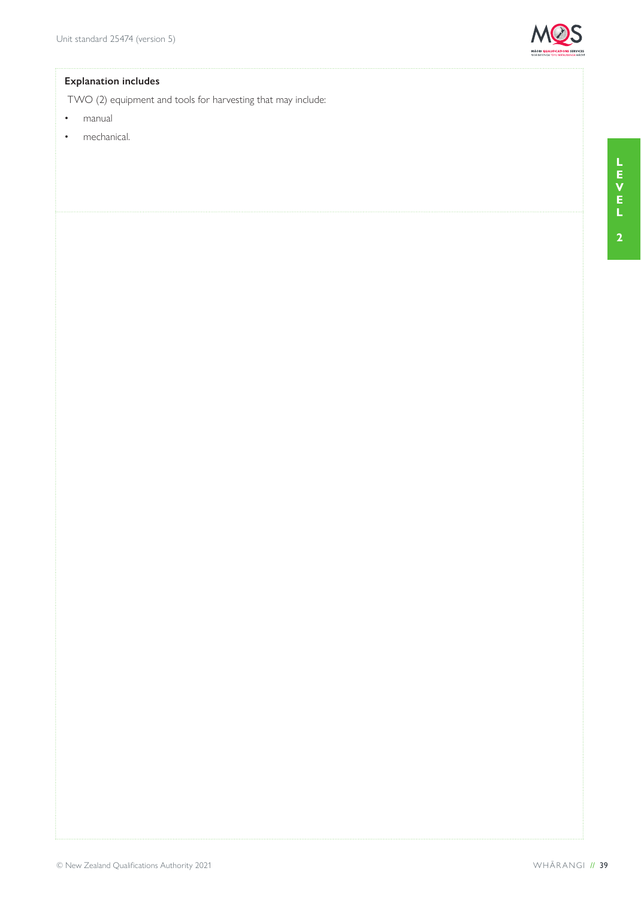**Explanation includes**

TWO (2) equipment and tools for harvesting that may include:

- manual
- mechanical.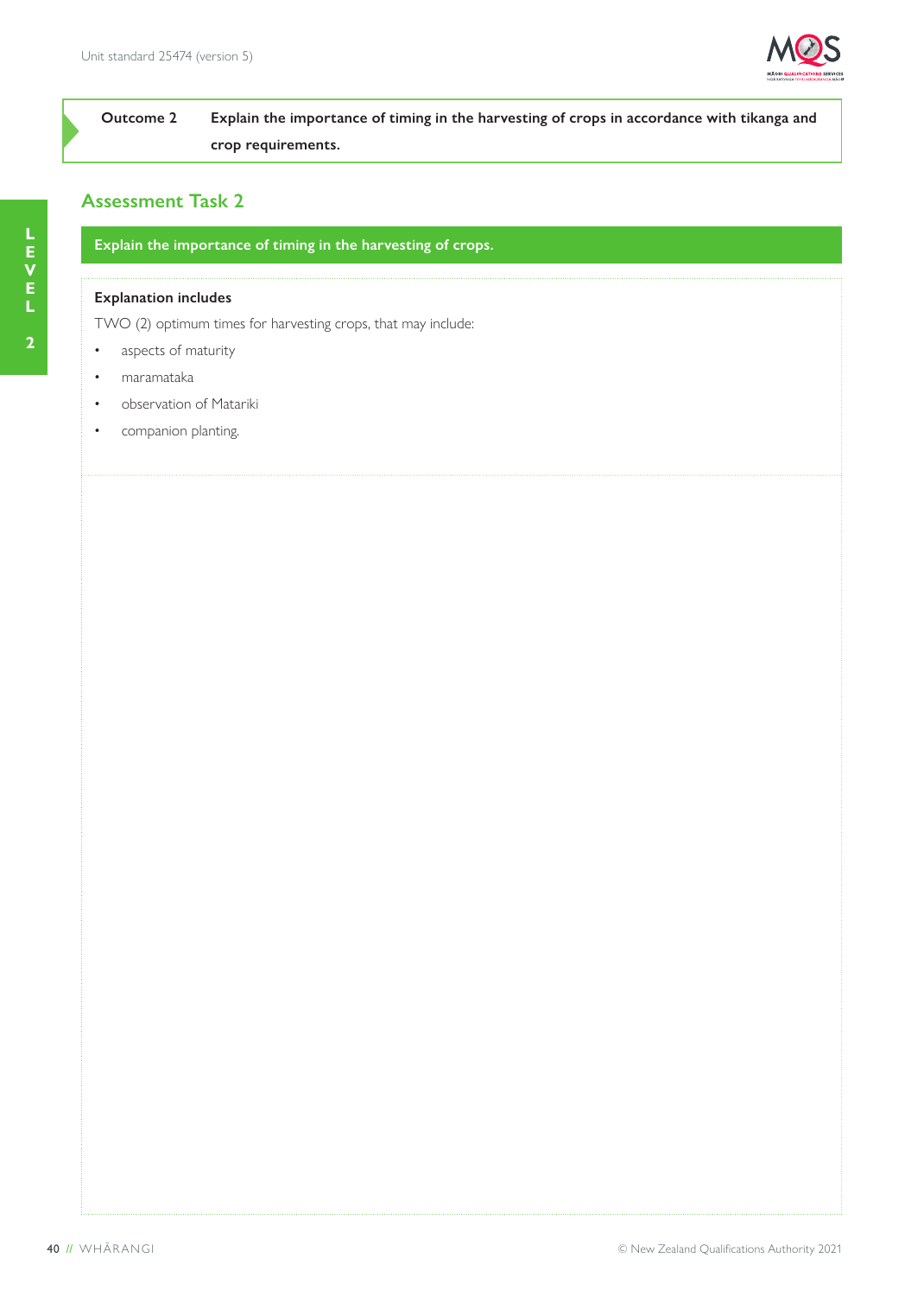| | |
|---|---|
| **Outcome 2** | **Explain the importance of timing in the harvesting of crops in accordance with tikanga and crop requirements.** |

## Assessment Task 2

**Explain the importance of timing in the harvesting of crops.**

**Explanation includes**

TWO (2) optimum times for harvesting crops, that may include:

- aspects of maturity
- maramataka
- observation of Matariki
- companion planting.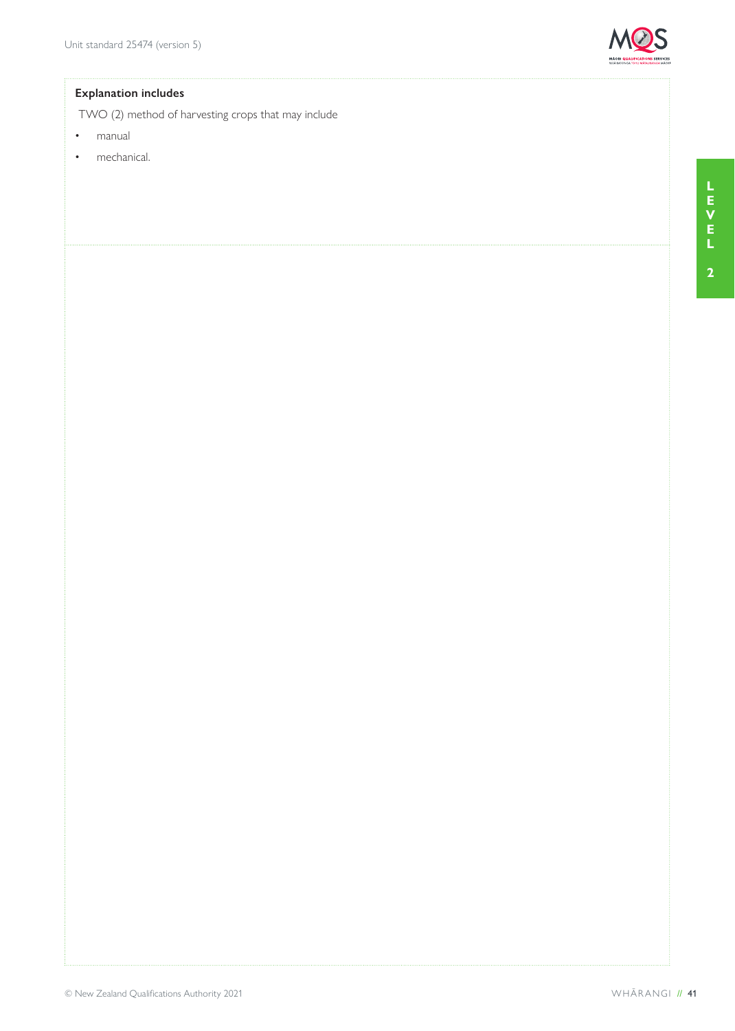**Explanation includes**

TWO (2) method of harvesting crops that may include

- manual
- mechanical.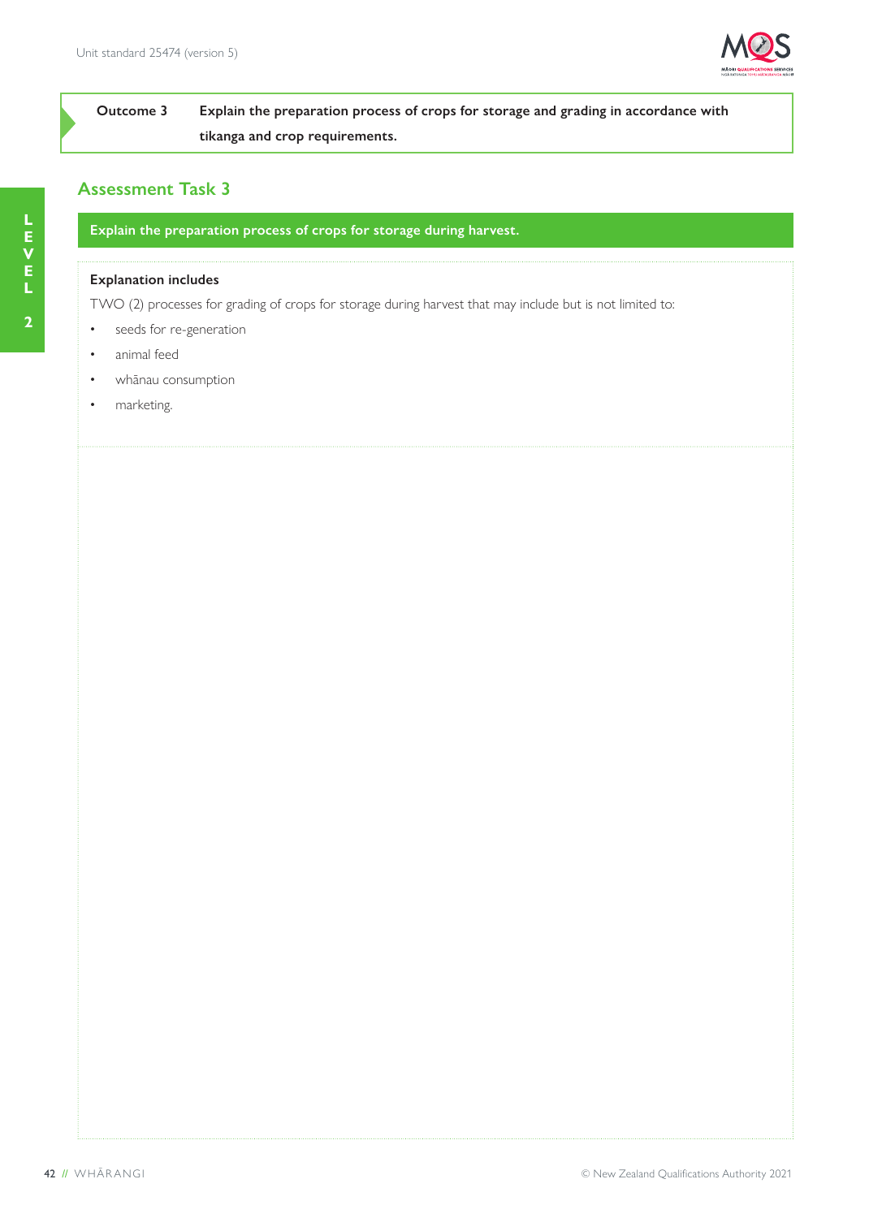**Outcome 3** **Explain the preparation process of crops for storage and grading in accordance with tikanga and crop requirements.**

## Assessment Task 3

**Explain the preparation process of crops for storage during harvest.**

**Explanation includes**

TWO (2) processes for grading of crops for storage during harvest that may include but is not limited to:

- seeds for re-generation
- animal feed
- whānau consumption
- marketing.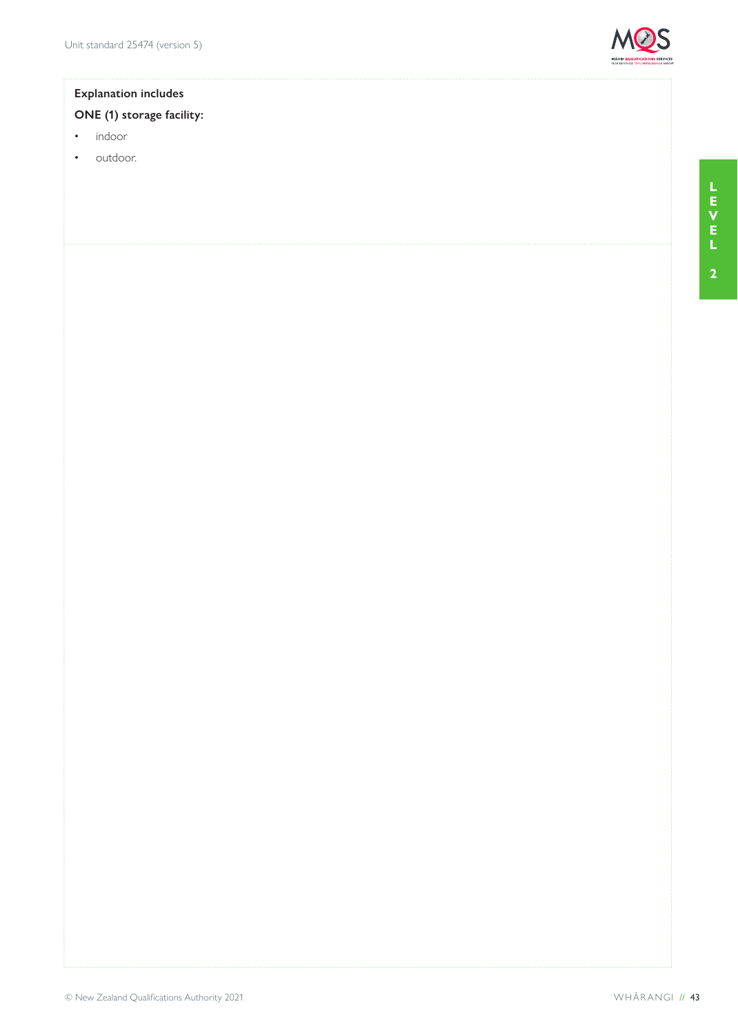**Explanation includes**

**ONE (1) storage facility:**

- indoor
- outdoor.